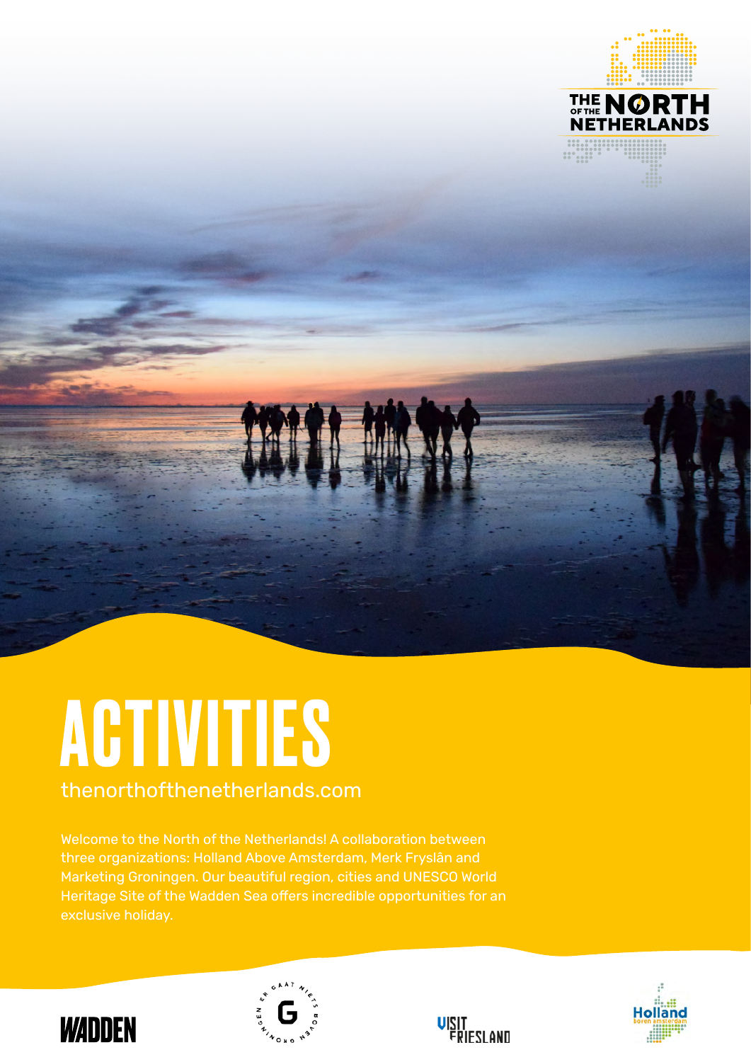THE NORTH OF THE NETHERLANDS

# ACTIVITIES

thenorthofthenetherlands.com

Welcome to the North of the Netherlands! A collaboration between three organizations: Holland Above Amsterdam, Merk Fryslân and Marketing Groningen. Our beautiful region, cities and UNESCO World Heritage Site of the Wadden Sea offers incredible opportunities for an exclusive holiday.

WADDEN

ER GAAT NIETS BOVEN GRONINGEN

VISIT FRIESLAND

Holland boven amsterdam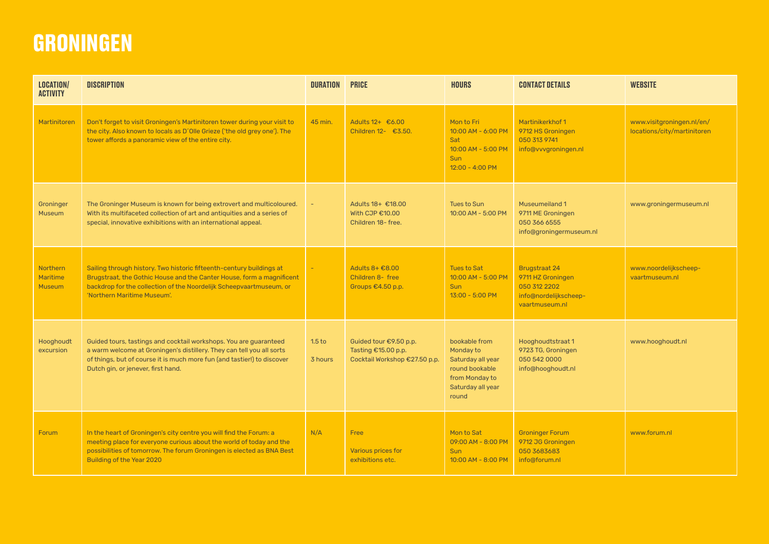# GRONINGEN

| LOCATION/ ACTIVITY | DISCRIPTION | DURATION | PRICE | HOURS | CONTACT DETAILS | WEBSITE |
|---|---|---|---|---|---|---|
| Martinitoren | Don't forget to visit Groningen's Martinitoren tower during your visit to the city. Also known to locals as D´Olle Grieze ('the old grey one'). The tower affords a panoramic view of the entire city. | 45 min. | Adults 12+ €6.00<br>Children 12- €3.50. | Mon to Fri<br>10:00 AM - 6:00 PM<br>Sat<br>10:00 AM - 5:00 PM<br>Sun<br>12:00 - 4:00 PM | Martinikerkhof 1<br>9712 HS Groningen<br>050 313 9741<br>info@vvvgroningen.nl | www.visitgroningen.nl/en/locations/city/martinitoren |
| Groninger Museum | The Groninger Museum is known for being extrovert and multicoloured. With its multifaceted collection of art and antiquities and a series of special, innovative exhibitions with an international appeal. | - | Adults 18+ €18.00<br>With CJP €10.00<br>Children 18- free. | Tues to Sun<br>10:00 AM - 5:00 PM | Museumeiland 1<br>9711 ME Groningen<br>050 366 6555<br>info@groningermuseum.nl | www.groningermuseum.nl |
| Northern Maritime Museum | Sailing through history. Two historic fifteenth-century buildings at Brugstraat, the Gothic House and the Canter House, form a magnificent backdrop for the collection of the Noordelijk Scheepvaartmuseum, or 'Northern Maritime Museum'. | - | Adults 8+ €8.00<br>Children 8- free<br>Groups €4.50 p.p. | Tues to Sat<br>10:00 AM - 5:00 PM<br>Sun<br>13:00 - 5:00 PM | Brugstraat 24<br>9711 HZ Groningen<br>050 312 2202<br>info@nordelijkscheep-vaartmuseum.nl | www.noordelijkscheep-vaartmuseum.nl |
| Hooghoudt excursion | Guided tours, tastings and cocktail workshops. You are guaranteed a warm welcome at Groningen's distillery. They can tell you all sorts of things, but of course it is much more fun (and tastier!) to discover Dutch gin, or jenever, first hand. | 1.5 to 3 hours | Guided tour €9.50 p.p.<br>Tasting €15.00 p.p.<br>Cocktail Workshop €27.50 p.p. | bookable from Monday to Saturday all year round bookable from Monday to Saturday all year round | Hooghoudtstraat 1<br>9723 TG, Groningen<br>050 542 0000<br>info@hooghoudt.nl | www.hooghoudt.nl |
| Forum | In the heart of Groningen's city centre you will find the Forum: a meeting place for everyone curious about the world of today and the possibilities of tomorrow. The forum Groningen is elected as BNA Best Building of the Year 2020 | N/A | Free<br><br>Various prices for exhibitions etc. | Mon to Sat<br>09:00 AM - 8:00 PM<br>Sun<br>10:00 AM - 8:00 PM | Groninger Forum<br>9712 JG Groningen<br>050 3683683<br>info@forum.nl | www.forum.nl |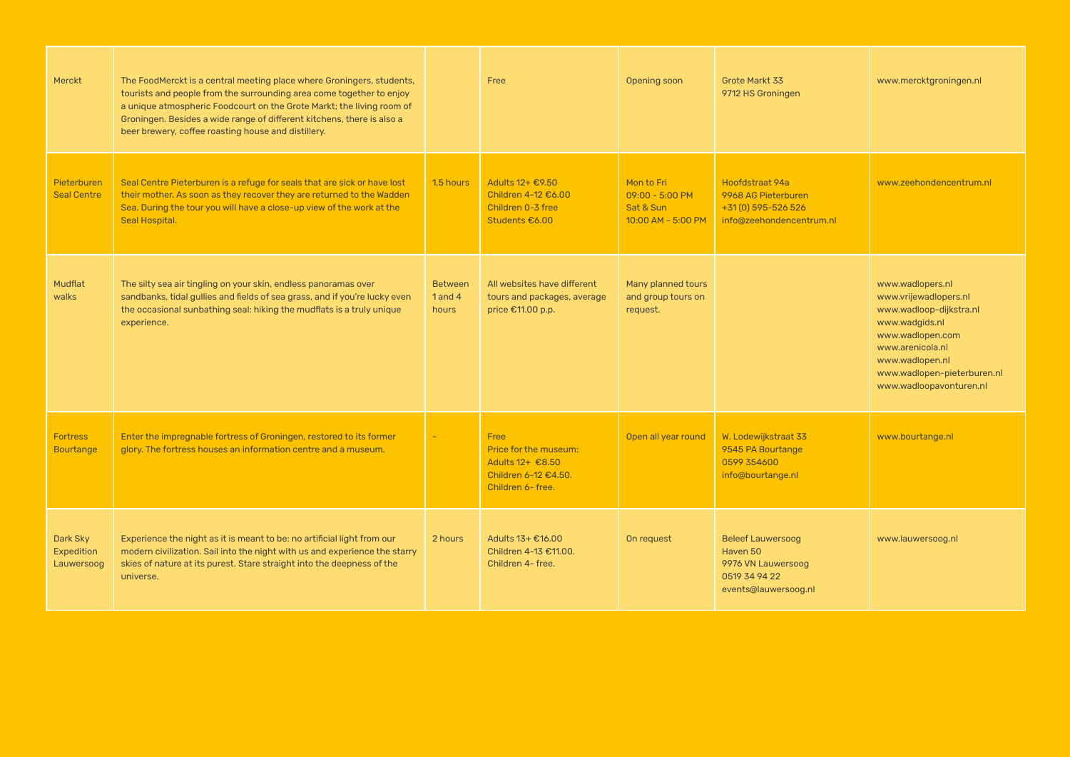| | | | | | | |
|---|---|---|---|---|---|---|
| Merckt | The FoodMerckt is a central meeting place where Groningers, students, tourists and people from the surrounding area come together to enjoy a unique atmospheric Foodcourt on the Grote Markt; the living room of Groningen. Besides a wide range of different kitchens, there is also a beer brewery, coffee roasting house and distillery. | | Free | Opening soon | Grote Markt 33<br>9712 HS Groningen | www.mercktgroningen.nl |
| Pieterburen Seal Centre | Seal Centre Pieterburen is a refuge for seals that are sick or have lost their mother. As soon as they recover they are returned to the Wadden Sea. During the tour you will have a close-up view of the work at the Seal Hospital. | 1,5 hours | Adults 12+ €9.50<br>Children 4-12 €6.00<br>Children 0-3 free<br>Students €6.00 | Mon to Fri<br>09:00 - 5:00 PM<br>Sat & Sun<br>10:00 AM - 5:00 PM | Hoofdstraat 94a<br>9968 AG Pieterburen<br>+31 (0) 595-526 526<br>info@zeehondencentrum.nl | www.zeehondencentrum.nl |
| Mudflat walks | The silty sea air tingling on your skin, endless panoramas over sandbanks, tidal gullies and fields of sea grass, and if you're lucky even the occasional sunbathing seal: hiking the mudflats is a truly unique experience. | Between 1 and 4 hours | All websites have different tours and packages, average price €11.00 p.p. | Many planned tours and group tours on request. | | www.wadlopers.nl<br>www.vrijewadlopers.nl<br>www.wadloop-dijkstra.nl<br>www.wadgids.nl<br>www.wadlopen.com<br>www.arenicola.nl<br>www.wadlopen.nl<br>www.wadlopen-pieterburen.nl<br>www.wadloopavonturen.nl |
| Fortress Bourtange | Enter the impregnable fortress of Groningen, restored to its former glory. The fortress houses an information centre and a museum. | - | Free<br>Price for the museum:<br>Adults 12+ €8.50<br>Children 6-12 €4.50.<br>Children 6- free. | Open all year round | W. Lodewijkstraat 33<br>9545 PA Bourtange<br>0599 354600<br>info@bourtange.nl | www.bourtange.nl |
| Dark Sky Expedition Lauwersoog | Experience the night as it is meant to be: no artificial light from our modern civilization. Sail into the night with us and experience the starry skies of nature at its purest. Stare straight into the deepness of the universe. | 2 hours | Adults 13+ €16.00<br>Children 4-13 €11.00.<br>Children 4- free. | On request | Beleef Lauwersoog<br>Haven 50<br>9976 VN Lauwersoog<br>0519 34 94 22<br>events@lauwersoog.nl | www.lauwersoog.nl |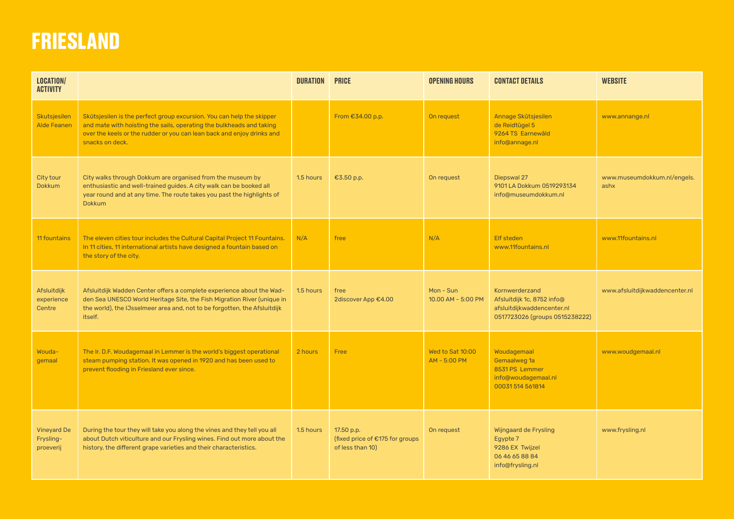# FRIESLAND

| LOCATION/ ACTIVITY | | DURATION | PRICE | OPENING HOURS | CONTACT DETAILS | WEBSITE |
|---|---|---|---|---|---|---|
| Skutsjesilen Alde Feanen | Skûtsjesilen is the perfect group excursion. You can help the skipper and mate with hoisting the sails, operating the bulkheads and taking over the keels or the rudder or you can lean back and enjoy drinks and snacks on deck. | | From €34.00 p.p. | On request | Annage Skûtsjesilen<br>de Reidtûgel 5<br>9264 TS Earnewâld<br>info@annage.nl | www.annange.nl |
| City tour Dokkum | City walks through Dokkum are organised from the museum by enthusiastic and well-trained guides. A city walk can be booked all year round and at any time. The route takes you past the highlights of Dokkum | 1.5 hours | €3.50 p.p. | On request | Diepswal 27<br>9101 LA Dokkum 0519293134<br>info@museumdokkum.nl | www.museumdokkum.nl/engels.ashx |
| 11 fountains | The eleven cities tour includes the Cultural Capital Project 11 Fountains. In 11 cities, 11 international artists have designed a fountain based on the story of the city. | N/A | free | N/A | Elf steden<br>www.11fountains.nl | www.11fountains.nl |
| Afsluitdijk experience Centre | Afsluitdijk Wadden Center offers a complete experience about the Wadden Sea UNESCO World Heritage Site, the Fish Migration River (unique in the world), the IJsselmeer area and, not to be forgotten, the Afsluitdijk itself. | 1.5 hours | free<br>2discover App €4.00 | Mon - Sun<br>10.00 AM - 5:00 PM | Kornwerderzand<br>Afsluitdijk 1c, 8752 info@afsluitdijkwaddencenter.nl<br>0517723026 (groups 0515238222) | www.afsluitdijkwaddencenter.nl |
| Wouda-gemaal | The Ir. D.F. Woudagemaal in Lemmer is the world's biggest operational steam pumping station. It was opened in 1920 and has been used to prevent flooding in Friesland ever since. | 2 hours | Free | Wed to Sat 10:00 AM - 5:00 PM | Woudagemaal<br>Gemaalweg 1a<br>8531 PS Lemmer<br>info@woudagemaal.nl<br>00031 514 561814 | www.woudgemaal.nl |
| Vineyard De Frysling-proeverij | During the tour they will take you along the vines and they tell you all about Dutch viticulture and our Frysling wines. Find out more about the history, the different grape varieties and their characteristics. | 1.5 hours | 17.50 p.p.<br>(fixed price of €175 for groups of less than 10) | On request | Wijngaard de Frysling<br>Egypte 7<br>9286 EX Twijzel<br>06 46 65 88 84<br>info@frysling.nl | www.frysling.nl |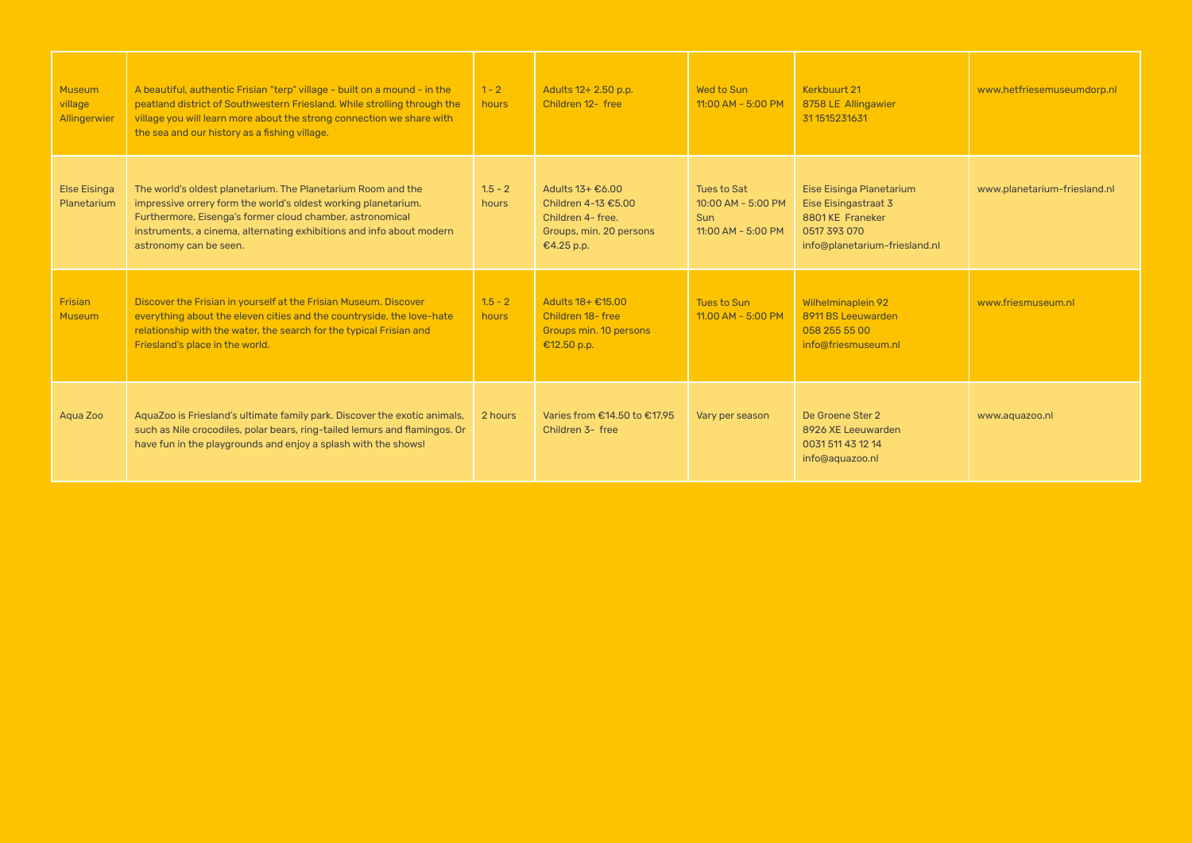| | | | | | | |
|---|---|---|---|---|---|---|
| Museum village Allingerwier | A beautiful, authentic Frisian "terp" village - built on a mound - in the peatland district of Southwestern Friesland. While strolling through the village you will learn more about the strong connection we share with the sea and our history as a fishing village. | 1 - 2 hours | Adults 12+ 2.50 p.p.<br>Children 12- free | Wed to Sun<br>11:00 AM - 5:00 PM | Kerkbuurt 21<br>8758 LE Allingawier<br>31 1515231631 | www.hetfriesemuseumdorp.nl |
| Else Eisinga Planetarium | The world's oldest planetarium. The Planetarium Room and the impressive orrery form the world's oldest working planetarium. Furthermore, Eisenga's former cloud chamber, astronomical instruments, a cinema, alternating exhibitions and info about modern astronomy can be seen. | 1.5 - 2 hours | Adults 13+ €6.00<br>Children 4-13 €5.00<br>Children 4- free.<br>Groups, min. 20 persons €4.25 p.p. | Tues to Sat<br>10:00 AM - 5:00 PM<br>Sun<br>11:00 AM - 5:00 PM | Eise Eisinga Planetarium<br>Eise Eisingastraat 3<br>8801 KE Franeker<br>0517 393 070<br>info@planetarium-friesland.nl | www.planetarium-friesland.nl |
| Frisian Museum | Discover the Frisian in yourself at the Frisian Museum. Discover everything about the eleven cities and the countryside, the love-hate relationship with the water, the search for the typical Frisian and Friesland's place in the world. | 1.5 - 2 hours | Adults 18+ €15.00<br>Children 18- free<br>Groups min. 10 persons €12.50 p.p. | Tues to Sun<br>11.00 AM - 5:00 PM | Wilhelminaplein 92<br>8911 BS Leeuwarden<br>058 255 55 00<br>info@friesmuseum.nl | www.friesmuseum.nl |
| Aqua Zoo | AquaZoo is Friesland's ultimate family park. Discover the exotic animals, such as Nile crocodiles, polar bears, ring-tailed lemurs and flamingos. Or have fun in the playgrounds and enjoy a splash with the shows! | 2 hours | Varies from €14.50 to €17.95<br>Children 3- free | Vary per season | De Groene Ster 2<br>8926 XE Leeuwarden<br>0031 511 43 12 14<br>info@aquazoo.nl | www.aquazoo.nl |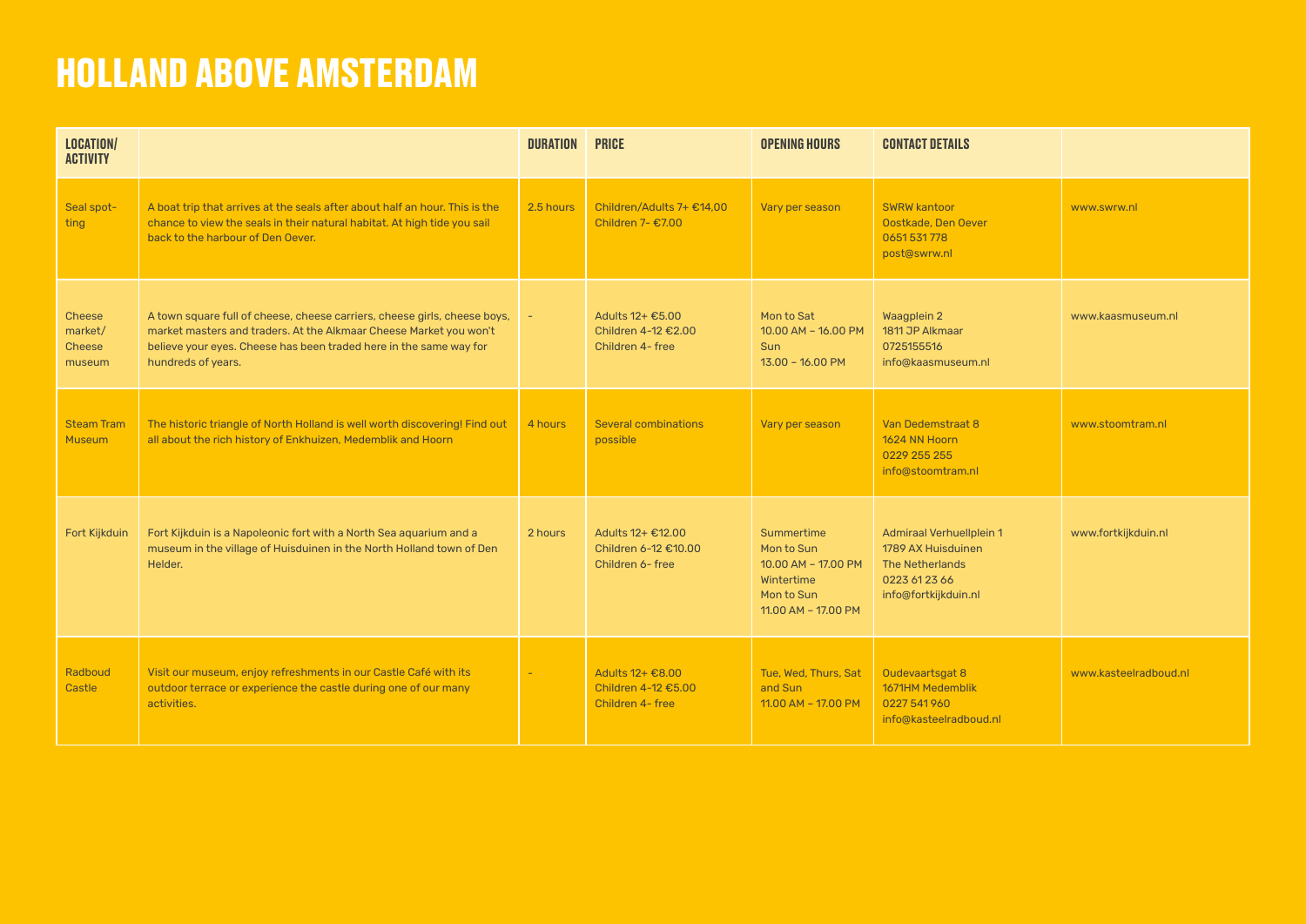# HOLLAND ABOVE AMSTERDAM

| LOCATION/ ACTIVITY | | DURATION | PRICE | OPENING HOURS | CONTACT DETAILS | |
|---|---|---|---|---|---|---|
| Seal spot-ting | A boat trip that arrives at the seals after about half an hour. This is the chance to view the seals in their natural habitat. At high tide you sail back to the harbour of Den Oever. | 2.5 hours | Children/Adults 7+ €14,00<br>Children 7- €7.00 | Vary per season | SWRW kantoor<br>Oostkade, Den Oever<br>0651 531 778<br>post@swrw.nl | www.swrw.nl |
| Cheese market/ Cheese museum | A town square full of cheese, cheese carriers, cheese girls, cheese boys, market masters and traders. At the Alkmaar Cheese Market you won't believe your eyes. Cheese has been traded here in the same way for hundreds of years. | - | Adults 12+ €5.00<br>Children 4-12 €2.00<br>Children 4- free | Mon to Sat<br>10.00 AM – 16.00 PM<br>Sun<br>13.00 – 16.00 PM | Waagplein 2<br>1811 JP Alkmaar<br>0725155516<br>info@kaasmuseum.nl | www.kaasmuseum.nl |
| Steam Tram Museum | The historic triangle of North Holland is well worth discovering! Find out all about the rich history of Enkhuizen, Medemblik and Hoorn | 4 hours | Several combinations possible | Vary per season | Van Dedemstraat 8<br>1624 NN Hoorn<br>0229 255 255<br>info@stoomtram.nl | www.stoomtram.nl |
| Fort Kijkduin | Fort Kijkduin is a Napoleonic fort with a North Sea aquarium and a museum in the village of Huisduinen in the North Holland town of Den Helder. | 2 hours | Adults 12+ €12.00<br>Children 6-12 €10.00<br>Children 6- free | Summertime<br>Mon to Sun<br>10.00 AM – 17.00 PM<br>Wintertime<br>Mon to Sun<br>11.00 AM – 17.00 PM | Admiraal Verhuellplein 1<br>1789 AX Huisduinen<br>The Netherlands<br>0223 61 23 66<br>info@fortkijkduin.nl | www.fortkijkduin.nl |
| Radboud Castle | Visit our museum, enjoy refreshments in our Castle Café with its outdoor terrace or experience the castle during one of our many activities. | - | Adults 12+ €8.00<br>Children 4-12 €5.00<br>Children 4- free | Tue, Wed, Thurs, Sat and Sun<br>11.00 AM – 17.00 PM | Oudevaartsgat 8<br>1671HM Medemblik<br>0227 541 960<br>info@kasteelradboud.nl | www.kasteelradboud.nl |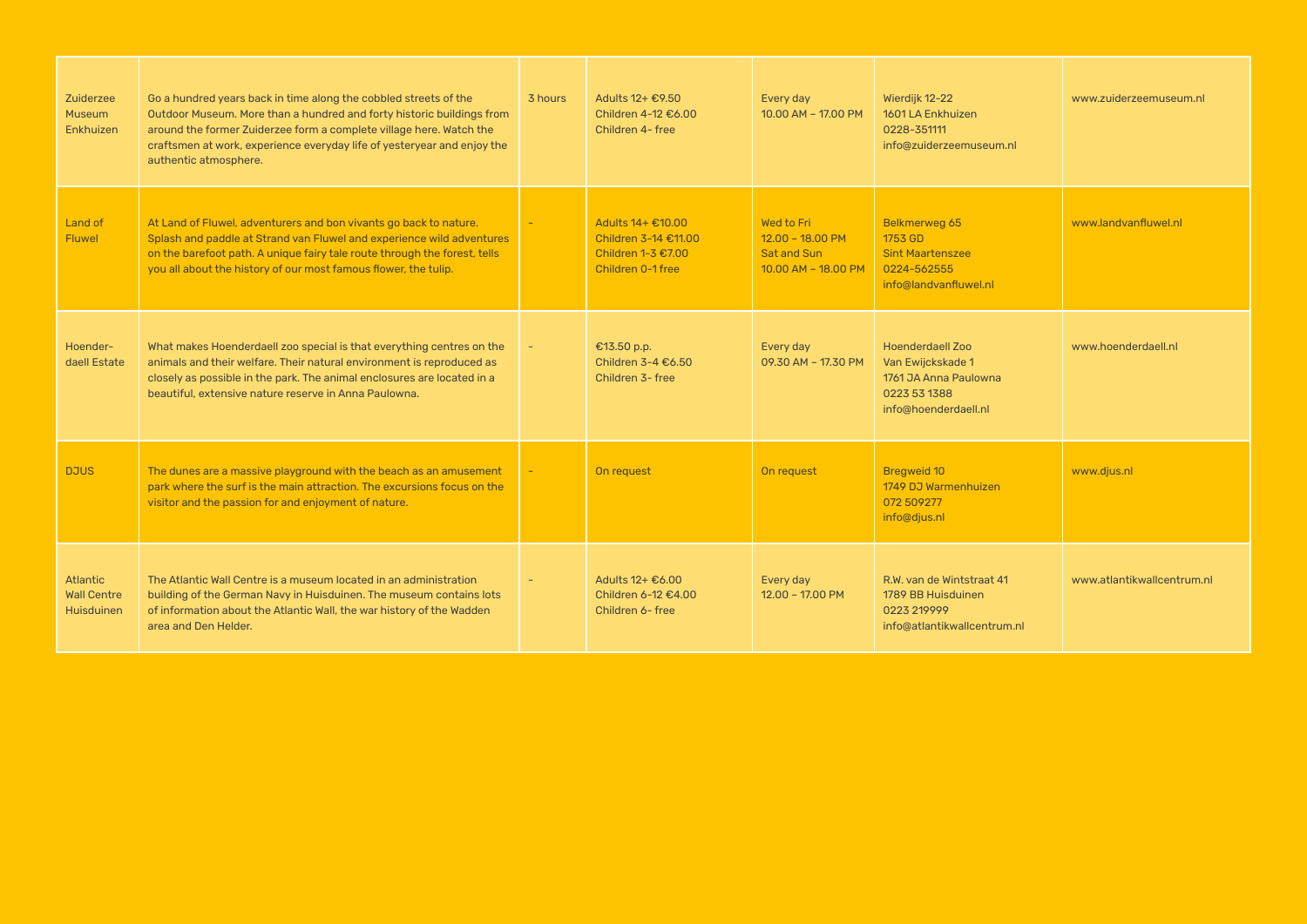| | | | | | | |
|---|---|---|---|---|---|---|
| Zuiderzee Museum Enkhuizen | Go a hundred years back in time along the cobbled streets of the Outdoor Museum. More than a hundred and forty historic buildings from around the former Zuiderzee form a complete village here. Watch the craftsmen at work, experience everyday life of yesteryear and enjoy the authentic atmosphere. | 3 hours | Adults 12+ €9.50<br>Children 4-12 €6.00<br>Children 4- free | Every day<br>10.00 AM – 17.00 PM | Wierdijk 12-22<br>1601 LA Enkhuizen<br>0228-351111<br>info@zuiderzeemuseum.nl | www.zuiderzeemuseum.nl |
| Land of Fluwel | At Land of Fluwel, adventurers and bon vivants go back to nature. Splash and paddle at Strand van Fluwel and experience wild adventures on the barefoot path. A unique fairy tale route through the forest, tells you all about the history of our most famous flower, the tulip. | - | Adults 14+ €10.00<br>Children 3-14 €11.00<br>Children 1-3 €7.00<br>Children 0-1 free | Wed to Fri<br>12.00 – 18.00 PM<br>Sat and Sun<br>10.00 AM – 18.00 PM | Belkmerweg 65<br>1753 GD<br>Sint Maartenszee<br>0224-562555<br>info@landvanfluwel.nl | www.landvanfluwel.nl |
| Hoender-daell Estate | What makes Hoenderdaell zoo special is that everything centres on the animals and their welfare. Their natural environment is reproduced as closely as possible in the park. The animal enclosures are located in a beautiful, extensive nature reserve in Anna Paulowna. | - | €13.50 p.p.<br>Children 3-4 €6.50<br>Children 3- free | Every day<br>09.30 AM – 17.30 PM | Hoenderdaell Zoo<br>Van Ewijckskade 1<br>1761 JA Anna Paulowna<br>0223 53 1388<br>info@hoenderdaell.nl | www.hoenderdaell.nl |
| DJUS | The dunes are a massive playground with the beach as an amusement park where the surf is the main attraction. The excursions focus on the visitor and the passion for and enjoyment of nature. | - | On request | On request | Bregweid 10<br>1749 DJ Warmenhuizen<br>072 509277<br>info@djus.nl | www.djus.nl |
| Atlantic Wall Centre Huisduinen | The Atlantic Wall Centre is a museum located in an administration building of the German Navy in Huisduinen. The museum contains lots of information about the Atlantic Wall, the war history of the Wadden area and Den Helder. | - | Adults 12+ €6.00<br>Children 6-12 €4.00<br>Children 6- free | Every day<br>12.00 – 17.00 PM | R.W. van de Wintstraat 41<br>1789 BB Huisduinen<br>0223 219999<br>info@atlantikwallcentrum.nl | www.atlantikwallcentrum.nl |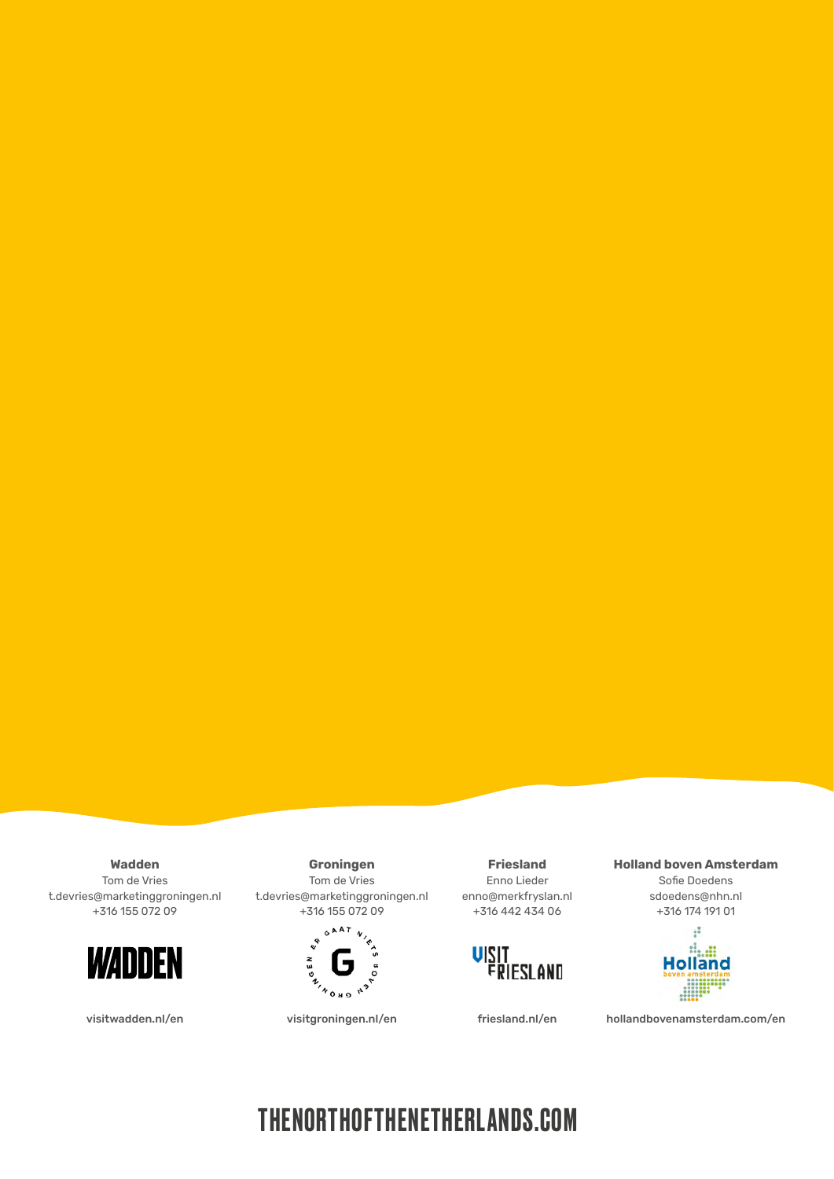**Wadden**
Tom de Vries
t.devries@marketinggroningen.nl
+316 155 072 09

WADDEN

visitwadden.nl/en

**Groningen**
Tom de Vries
t.devries@marketinggroningen.nl
+316 155 072 09

ER GAAT NIETS BOVEN GRONINGEN

visitgroningen.nl/en

**Friesland**
Enno Lieder
enno@merkfryslan.nl
+316 442 434 06

VISIT FRIESLAND

friesland.nl/en

**Holland boven Amsterdam**
Sofie Doedens
sdoedens@nhn.nl
+316 174 191 01

Holland boven amsterdam

hollandbovenamsterdam.com/en

THENORTHOFTHENETHERLANDS.COM